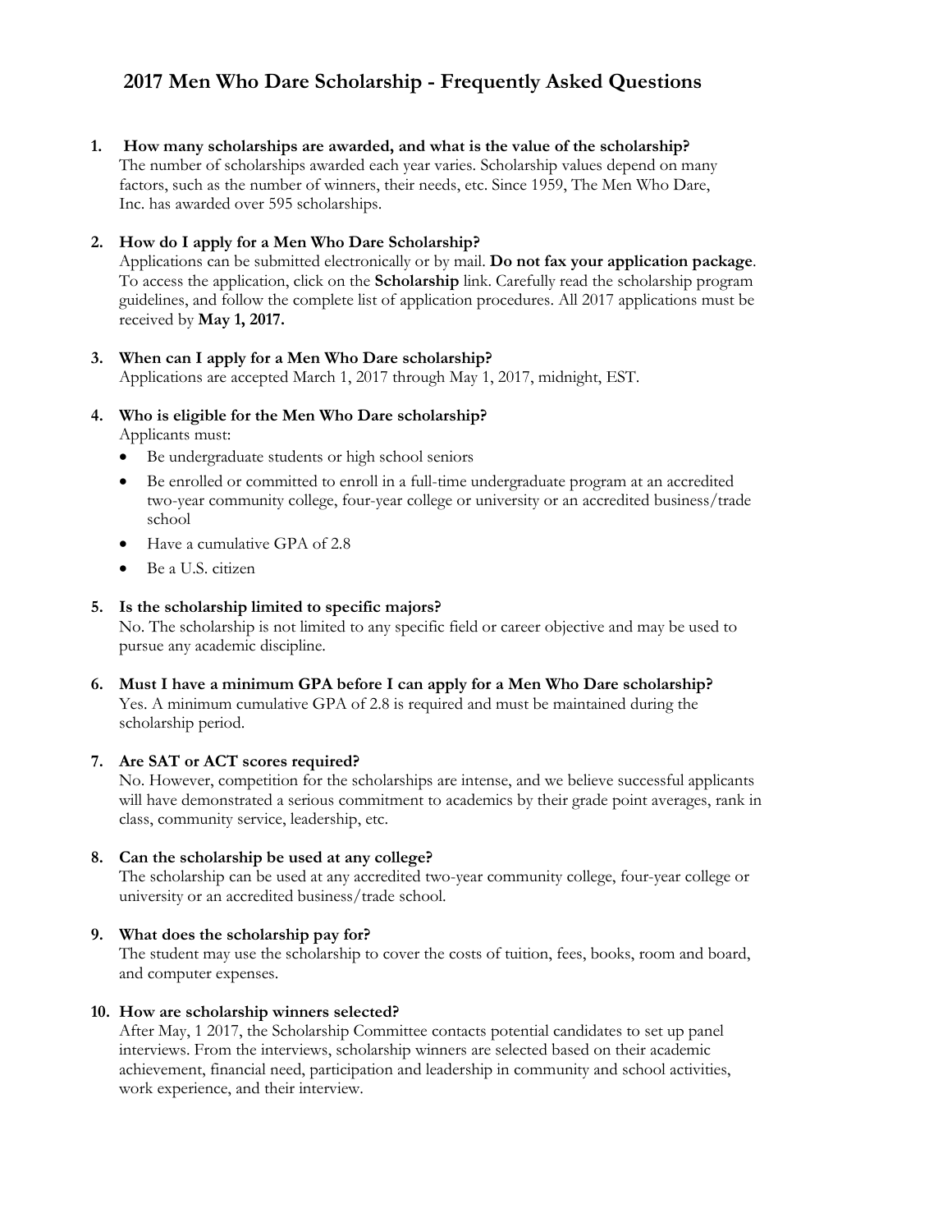# 2017 Men Who Dare Scholarship - Frequently Asked Questions

1. **How many scholarships are awarded, and what is the value of the scholarship?**
   The number of scholarships awarded each year varies. Scholarship values depend on many factors, such as the number of winners, their needs, etc. Since 1959, The Men Who Dare, Inc. has awarded over 595 scholarships.

2. **How do I apply for a Men Who Dare Scholarship?**
   Applications can be submitted electronically or by mail. **Do not fax your application package**. To access the application, click on the **Scholarship** link. Carefully read the scholarship program guidelines, and follow the complete list of application procedures. All 2017 applications must be received by **May 1, 2017.**

3. **When can I apply for a Men Who Dare scholarship?**
   Applications are accepted March 1, 2017 through May 1, 2017, midnight, EST.

4. **Who is eligible for the Men Who Dare scholarship?**
   Applicants must:
   - Be undergraduate students or high school seniors
   - Be enrolled or committed to enroll in a full-time undergraduate program at an accredited two-year community college, four-year college or university or an accredited business/trade school
   - Have a cumulative GPA of 2.8
   - Be a U.S. citizen

5. **Is the scholarship limited to specific majors?**
   No. The scholarship is not limited to any specific field or career objective and may be used to pursue any academic discipline.

6. **Must I have a minimum GPA before I can apply for a Men Who Dare scholarship?**
   Yes. A minimum cumulative GPA of 2.8 is required and must be maintained during the scholarship period.

7. **Are SAT or ACT scores required?**
   No. However, competition for the scholarships are intense, and we believe successful applicants will have demonstrated a serious commitment to academics by their grade point averages, rank in class, community service, leadership, etc.

8. **Can the scholarship be used at any college?**
   The scholarship can be used at any accredited two-year community college, four-year college or university or an accredited business/trade school.

9. **What does the scholarship pay for?**
   The student may use the scholarship to cover the costs of tuition, fees, books, room and board, and computer expenses.

10. **How are scholarship winners selected?**
    After May, 1 2017, the Scholarship Committee contacts potential candidates to set up panel interviews. From the interviews, scholarship winners are selected based on their academic achievement, financial need, participation and leadership in community and school activities, work experience, and their interview.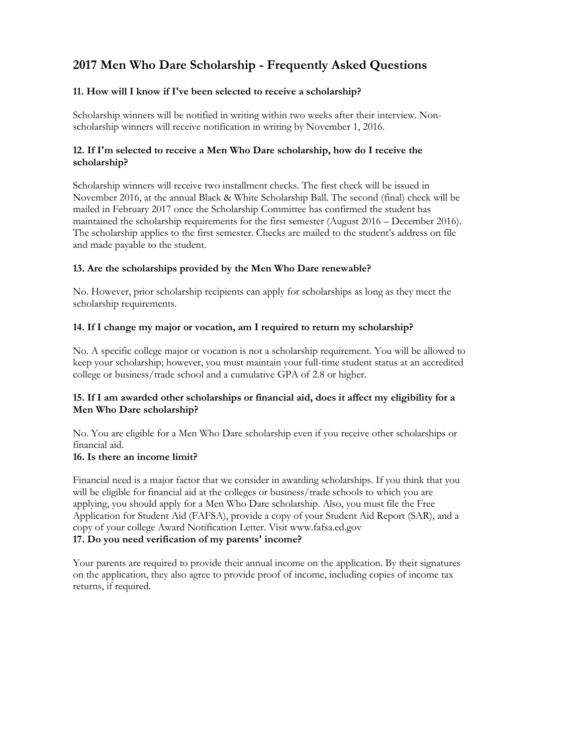## 2017 Men Who Dare Scholarship - Frequently Asked Questions

### 11. How will I know if I've been selected to receive a scholarship?

Scholarship winners will be notified in writing within two weeks after their interview. Non-scholarship winners will receive notification in writing by November 1, 2016.

### 12. If I'm selected to receive a Men Who Dare scholarship, how do I receive the scholarship?

Scholarship winners will receive two installment checks. The first check will be issued in November 2016, at the annual Black & White Scholarship Ball. The second (final) check will be mailed in February 2017 once the Scholarship Committee has confirmed the student has maintained the scholarship requirements for the first semester (August 2016 – December 2016). The scholarship applies to the first semester. Checks are mailed to the student's address on file and made payable to the student.

### 13. Are the scholarships provided by the Men Who Dare renewable?

No. However, prior scholarship recipients can apply for scholarships as long as they meet the scholarship requirements.

### 14. If I change my major or vocation, am I required to return my scholarship?

No. A specific college major or vocation is not a scholarship requirement. You will be allowed to keep your scholarship; however, you must maintain your full-time student status at an accredited college or business/trade school and a cumulative GPA of 2.8 or higher.

### 15. If I am awarded other scholarships or financial aid, does it affect my eligibility for a Men Who Dare scholarship?

No. You are eligible for a Men Who Dare scholarship even if you receive other scholarships or financial aid.

### 16. Is there an income limit?

Financial need is a major factor that we consider in awarding scholarships. If you think that you will be eligible for financial aid at the colleges or business/trade schools to which you are applying, you should apply for a Men Who Dare scholarship. Also, you must file the Free Application for Student Aid (FAFSA), provide a copy of your Student Aid Report (SAR), and a copy of your college Award Notification Letter. Visit www.fafsa.ed.gov

### 17. Do you need verification of my parents' income?

Your parents are required to provide their annual income on the application. By their signatures on the application, they also agree to provide proof of income, including copies of income tax returns, if required.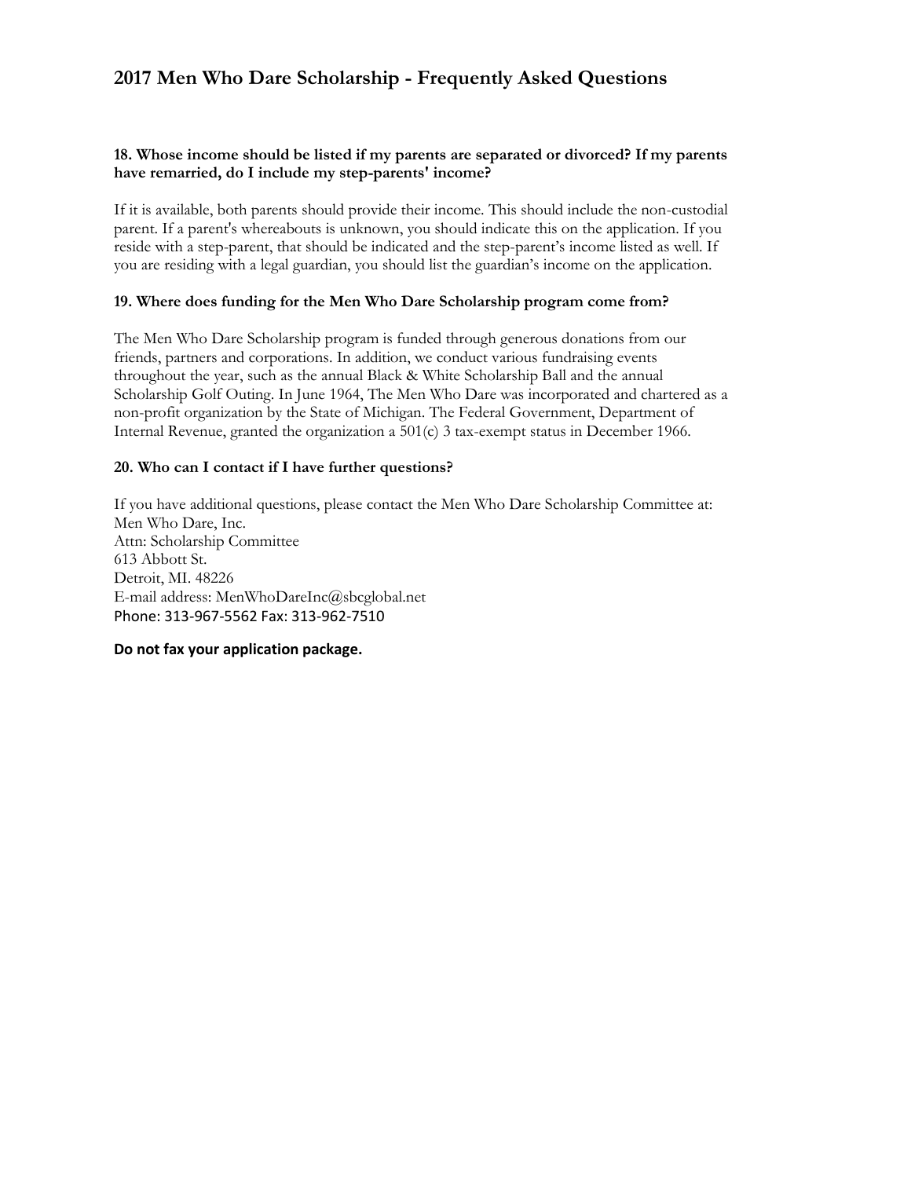# 2017 Men Who Dare Scholarship - Frequently Asked Questions

**18. Whose income should be listed if my parents are separated or divorced? If my parents have remarried, do I include my step-parents' income?**

If it is available, both parents should provide their income. This should include the non-custodial parent. If a parent's whereabouts is unknown, you should indicate this on the application. If you reside with a step-parent, that should be indicated and the step-parent's income listed as well. If you are residing with a legal guardian, you should list the guardian's income on the application.

**19. Where does funding for the Men Who Dare Scholarship program come from?**

The Men Who Dare Scholarship program is funded through generous donations from our friends, partners and corporations. In addition, we conduct various fundraising events throughout the year, such as the annual Black & White Scholarship Ball and the annual Scholarship Golf Outing. In June 1964, The Men Who Dare was incorporated and chartered as a non-profit organization by the State of Michigan. The Federal Government, Department of Internal Revenue, granted the organization a 501(c) 3 tax-exempt status in December 1966.

**20. Who can I contact if I have further questions?**

If you have additional questions, please contact the Men Who Dare Scholarship Committee at:
Men Who Dare, Inc.
Attn: Scholarship Committee
613 Abbott St.
Detroit, MI. 48226
E-mail address: MenWhoDareInc@sbcglobal.net
Phone: 313-967-5562 Fax: 313-962-7510

**Do not fax your application package.**